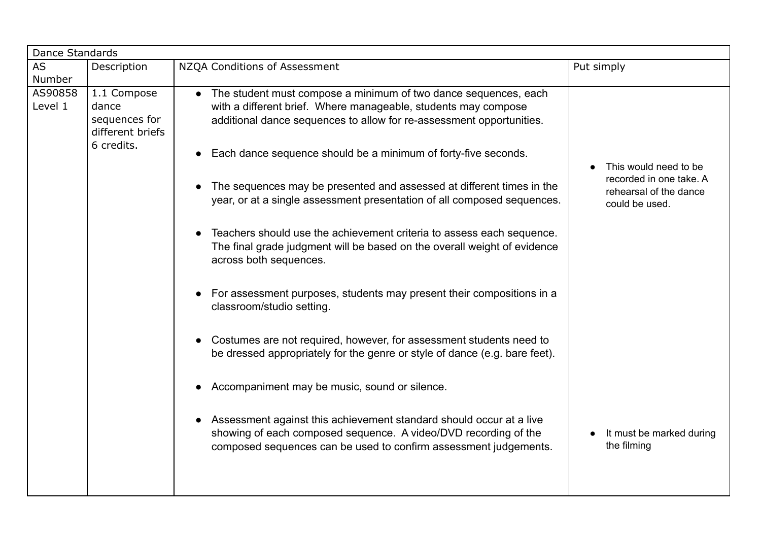| Dance Standards | | | |
|---|---|---|---|
| AS Number | Description | NZQA Conditions of Assessment | Put simply |
| AS90858 Level 1 | 1.1 Compose dance sequences for different briefs 6 credits. | • The student must compose a minimum of two dance sequences, each with a different brief. Where manageable, students may compose additional dance sequences to allow for re-assessment opportunities.<br><br>• Each dance sequence should be a minimum of forty-five seconds.<br><br>• The sequences may be presented and assessed at different times in the year, or at a single assessment presentation of all composed sequences.<br><br>• Teachers should use the achievement criteria to assess each sequence. The final grade judgment will be based on the overall weight of evidence across both sequences.<br><br>• For assessment purposes, students may present their compositions in a classroom/studio setting.<br><br>• Costumes are not required, however, for assessment students need to be dressed appropriately for the genre or style of dance (e.g. bare feet).<br><br>• Accompaniment may be music, sound or silence.<br><br>• Assessment against this achievement standard should occur at a live showing of each composed sequence. A video/DVD recording of the composed sequences can be used to confirm assessment judgements. | • This would need to be recorded in one take. A rehearsal of the dance could be used.<br><br>• It must be marked during the filming |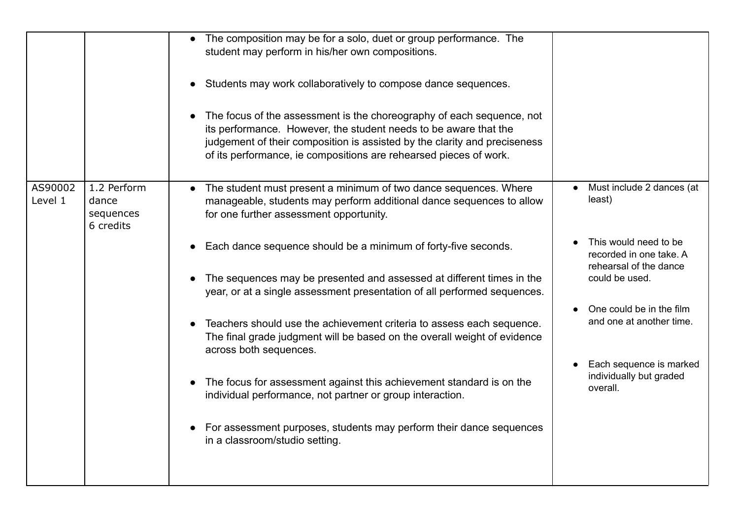| | | | |
|---|---|---|---|
| | | • The composition may be for a solo, duet or group performance. The student may perform in his/her own compositions.<br><br>• Students may work collaboratively to compose dance sequences.<br><br>• The focus of the assessment is the choreography of each sequence, not its performance. However, the student needs to be aware that the judgement of their composition is assisted by the clarity and preciseness of its performance, ie compositions are rehearsed pieces of work. | |
| AS90002 Level 1 | 1.2 Perform dance sequences 6 credits | • The student must present a minimum of two dance sequences. Where manageable, students may perform additional dance sequences to allow for one further assessment opportunity.<br><br>• Each dance sequence should be a minimum of forty-five seconds.<br><br>• The sequences may be presented and assessed at different times in the year, or at a single assessment presentation of all performed sequences.<br><br>• Teachers should use the achievement criteria to assess each sequence. The final grade judgment will be based on the overall weight of evidence across both sequences.<br><br>• The focus for assessment against this achievement standard is on the individual performance, not partner or group interaction.<br><br>• For assessment purposes, students may perform their dance sequences in a classroom/studio setting. | • Must include 2 dances (at least)<br><br>• This would need to be recorded in one take. A rehearsal of the dance could be used.<br><br>• One could be in the film and one at another time.<br><br>• Each sequence is marked individually but graded overall. |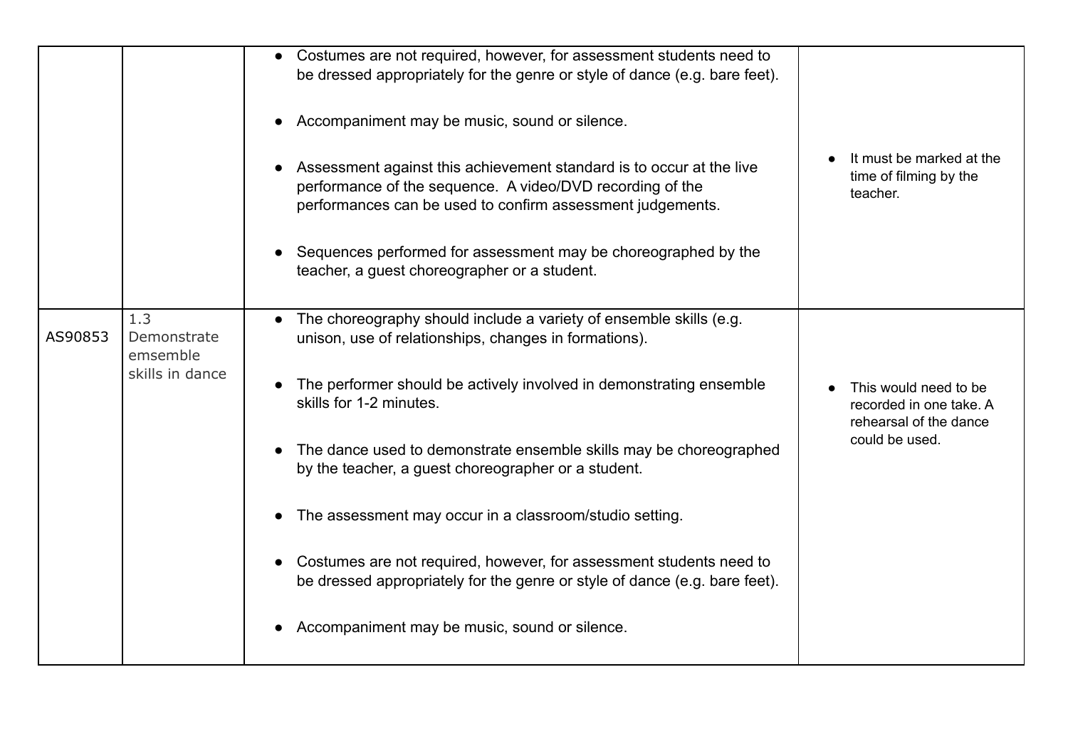| | | | |
|---|---|---|---|
| | | • Costumes are not required, however, for assessment students need to be dressed appropriately for the genre or style of dance (e.g. bare feet).<br><br>• Accompaniment may be music, sound or silence.<br><br>• Assessment against this achievement standard is to occur at the live performance of the sequence. A video/DVD recording of the performances can be used to confirm assessment judgements.<br><br>• Sequences performed for assessment may be choreographed by the teacher, a guest choreographer or a student. | • It must be marked at the time of filming by the teacher. |
| AS90853 | 1.3 Demonstrate ensemble skills in dance | • The choreography should include a variety of ensemble skills (e.g. unison, use of relationships, changes in formations).<br><br>• The performer should be actively involved in demonstrating ensemble skills for 1-2 minutes.<br><br>• The dance used to demonstrate ensemble skills may be choreographed by the teacher, a guest choreographer or a student.<br><br>• The assessment may occur in a classroom/studio setting.<br><br>• Costumes are not required, however, for assessment students need to be dressed appropriately for the genre or style of dance (e.g. bare feet).<br><br>• Accompaniment may be music, sound or silence. | • This would need to be recorded in one take. A rehearsal of the dance could be used. |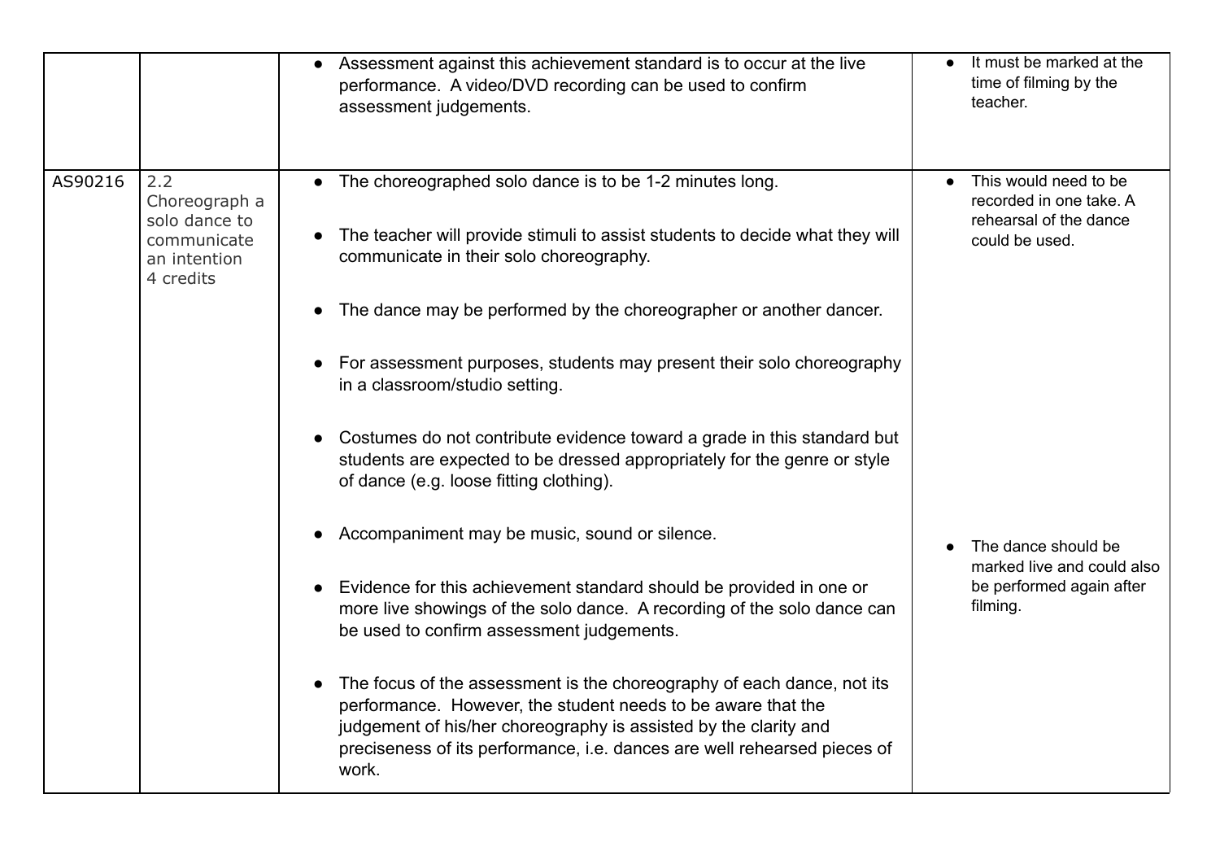| | | | |
|---|---|---|---|
| | | • Assessment against this achievement standard is to occur at the live performance. A video/DVD recording can be used to confirm assessment judgements. | • It must be marked at the time of filming by the teacher. |
| AS90216 | 2.2 Choreograph a solo dance to communicate an intention 4 credits | • The choreographed solo dance is to be 1-2 minutes long.<br><br>• The teacher will provide stimuli to assist students to decide what they will communicate in their solo choreography.<br><br>• The dance may be performed by the choreographer or another dancer.<br><br>• For assessment purposes, students may present their solo choreography in a classroom/studio setting.<br><br>• Costumes do not contribute evidence toward a grade in this standard but students are expected to be dressed appropriately for the genre or style of dance (e.g. loose fitting clothing).<br><br>• Accompaniment may be music, sound or silence.<br><br>• Evidence for this achievement standard should be provided in one or more live showings of the solo dance. A recording of the solo dance can be used to confirm assessment judgements.<br><br>• The focus of the assessment is the choreography of each dance, not its performance. However, the student needs to be aware that the judgement of his/her choreography is assisted by the clarity and preciseness of its performance, i.e. dances are well rehearsed pieces of work. | • This would need to be recorded in one take. A rehearsal of the dance could be used.<br><br>• The dance should be marked live and could also be performed again after filming. |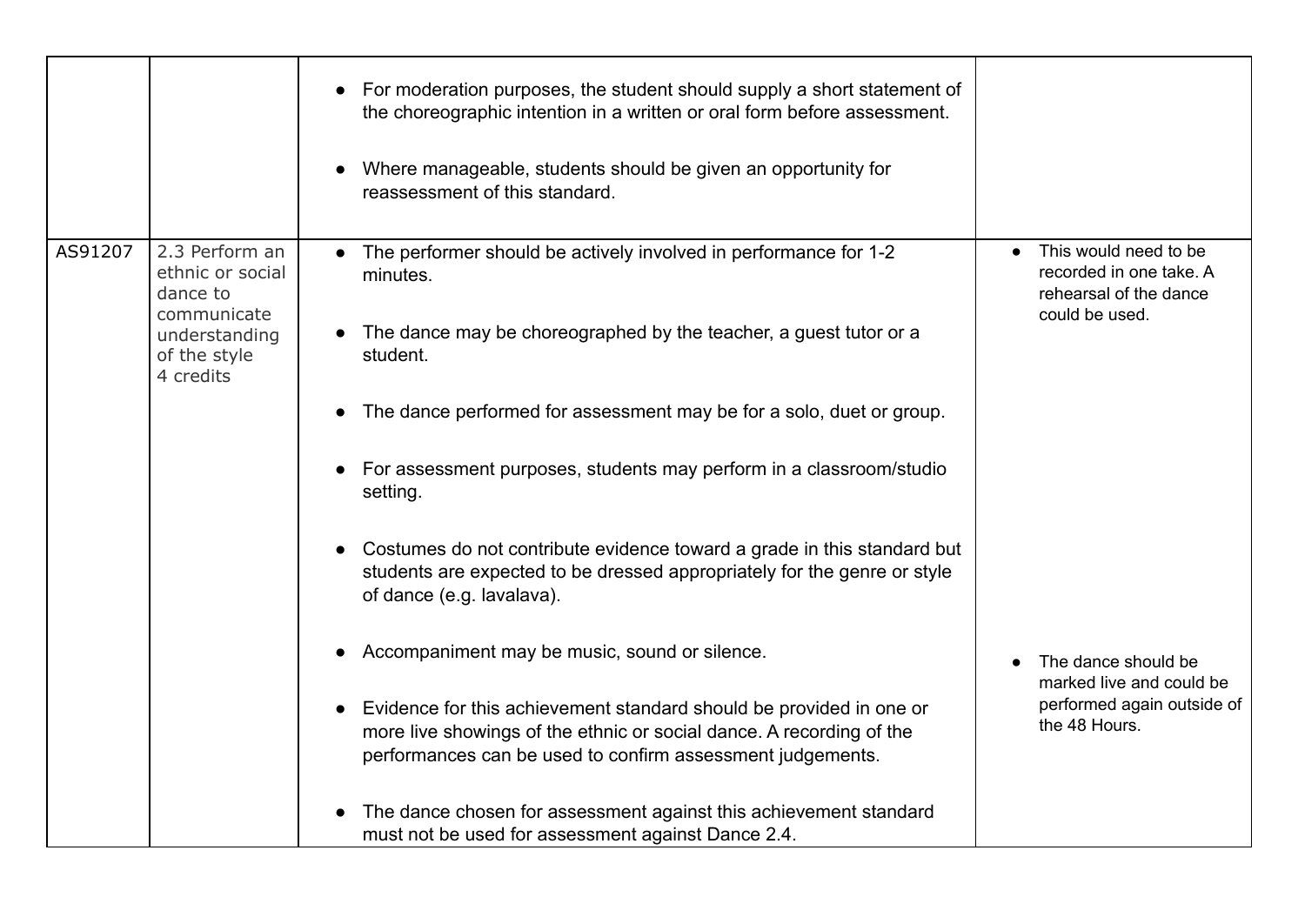| | | | |
|---|---|---|---|
| | | • For moderation purposes, the student should supply a short statement of the choreographic intention in a written or oral form before assessment.<br><br>• Where manageable, students should be given an opportunity for reassessment of this standard. | |
| AS91207 | 2.3 Perform an ethnic or social dance to communicate understanding of the style<br>4 credits | • The performer should be actively involved in performance for 1-2 minutes.<br><br>• The dance may be choreographed by the teacher, a guest tutor or a student.<br><br>• The dance performed for assessment may be for a solo, duet or group.<br><br>• For assessment purposes, students may perform in a classroom/studio setting.<br><br>• Costumes do not contribute evidence toward a grade in this standard but students are expected to be dressed appropriately for the genre or style of dance (e.g. lavalava).<br><br>• Accompaniment may be music, sound or silence.<br><br>• Evidence for this achievement standard should be provided in one or more live showings of the ethnic or social dance. A recording of the performances can be used to confirm assessment judgements.<br><br>• The dance chosen for assessment against this achievement standard must not be used for assessment against Dance 2.4. | • This would need to be recorded in one take. A rehearsal of the dance could be used.<br><br>• The dance should be marked live and could be performed again outside of the 48 Hours. |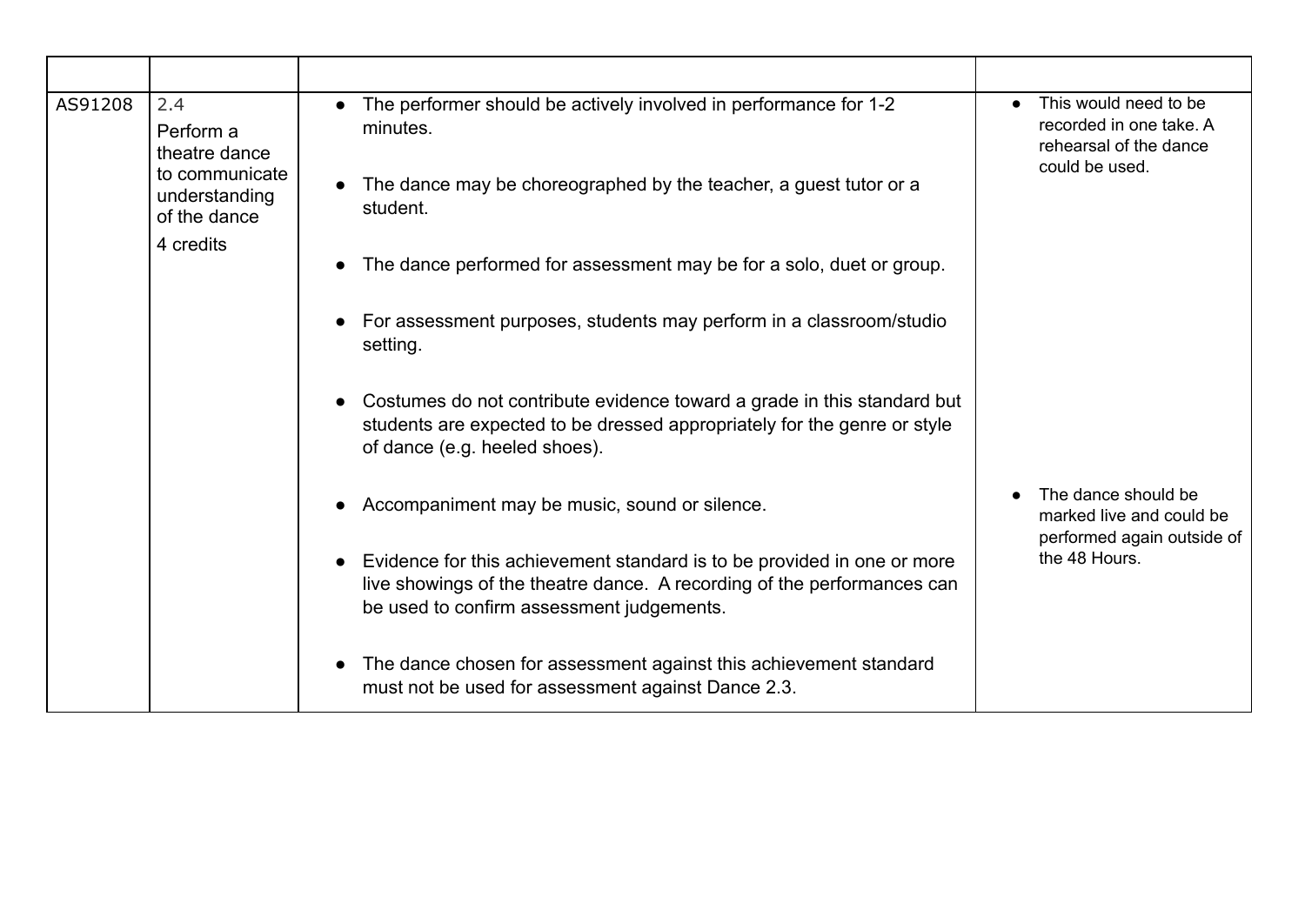| | | | |
|---|---|---|---|
| AS91208 | 2.4<br>Perform a theatre dance to communicate understanding of the dance<br>4 credits | • The performer should be actively involved in performance for 1-2 minutes.<br><br>• The dance may be choreographed by the teacher, a guest tutor or a student.<br><br>• The dance performed for assessment may be for a solo, duet or group.<br><br>• For assessment purposes, students may perform in a classroom/studio setting.<br><br>• Costumes do not contribute evidence toward a grade in this standard but students are expected to be dressed appropriately for the genre or style of dance (e.g. heeled shoes).<br><br>• Accompaniment may be music, sound or silence.<br><br>• Evidence for this achievement standard is to be provided in one or more live showings of the theatre dance. A recording of the performances can be used to confirm assessment judgements.<br><br>• The dance chosen for assessment against this achievement standard must not be used for assessment against Dance 2.3. | • This would need to be recorded in one take. A rehearsal of the dance could be used.<br><br>• The dance should be marked live and could be performed again outside of the 48 Hours. |